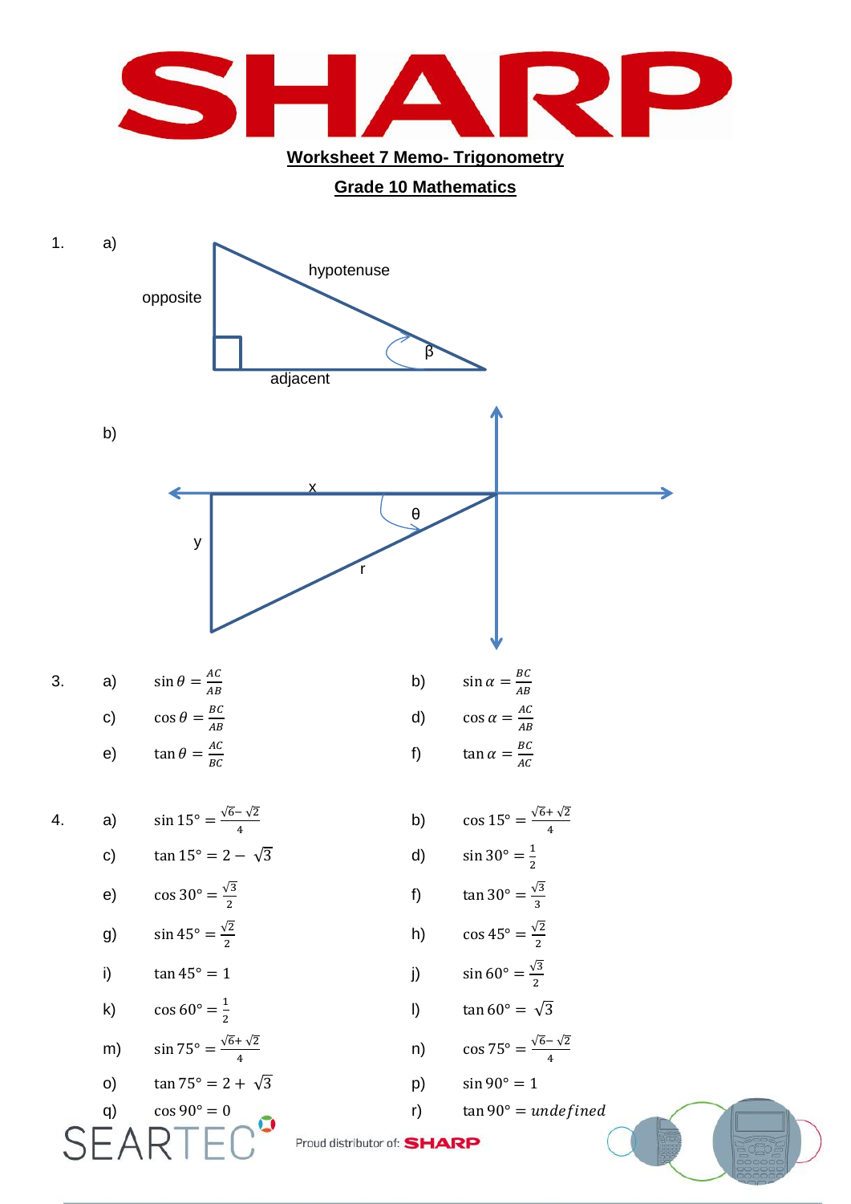## Worksheet 7 Memo- Trigonometry

## Grade 10 Mathematics

1. a)

hypotenuse

opposite

β

adjacent

b)

x

θ

y

r

3.

a) $\sin\theta = \frac{AC}{AB}$

b) $\sin\alpha = \frac{BC}{AB}$

c) $\cos\theta = \frac{BC}{AB}$

d) $\cos\alpha = \frac{AC}{AB}$

e) $\tan\theta = \frac{AC}{BC}$

f) $\tan\alpha = \frac{BC}{AC}$

4.

a) $\sin 15° = \frac{\sqrt{6} - \sqrt{2}}{4}$

b) $\cos 15° = \frac{\sqrt{6} + \sqrt{2}}{4}$

c) $\tan 15° = 2 - \sqrt{3}$

d) $\sin 30° = \frac{1}{2}$

e) $\cos 30° = \frac{\sqrt{3}}{2}$

f) $\tan 30° = \frac{\sqrt{3}}{3}$

g) $\sin 45° = \frac{\sqrt{2}}{2}$

h) $\cos 45° = \frac{\sqrt{2}}{2}$

i) $\tan 45° = 1$

j) $\sin 60° = \frac{\sqrt{3}}{2}$

k) $\cos 60° = \frac{1}{2}$

l) $\tan 60° = \sqrt{3}$

m) $\sin 75° = \frac{\sqrt{6} + \sqrt{2}}{4}$

n) $\cos 75° = \frac{\sqrt{6} - \sqrt{2}}{4}$

o) $\tan 75° = 2 + \sqrt{3}$

p) $\sin 90° = 1$

q) $\cos 90° = 0$

r) $\tan 90° = undefined$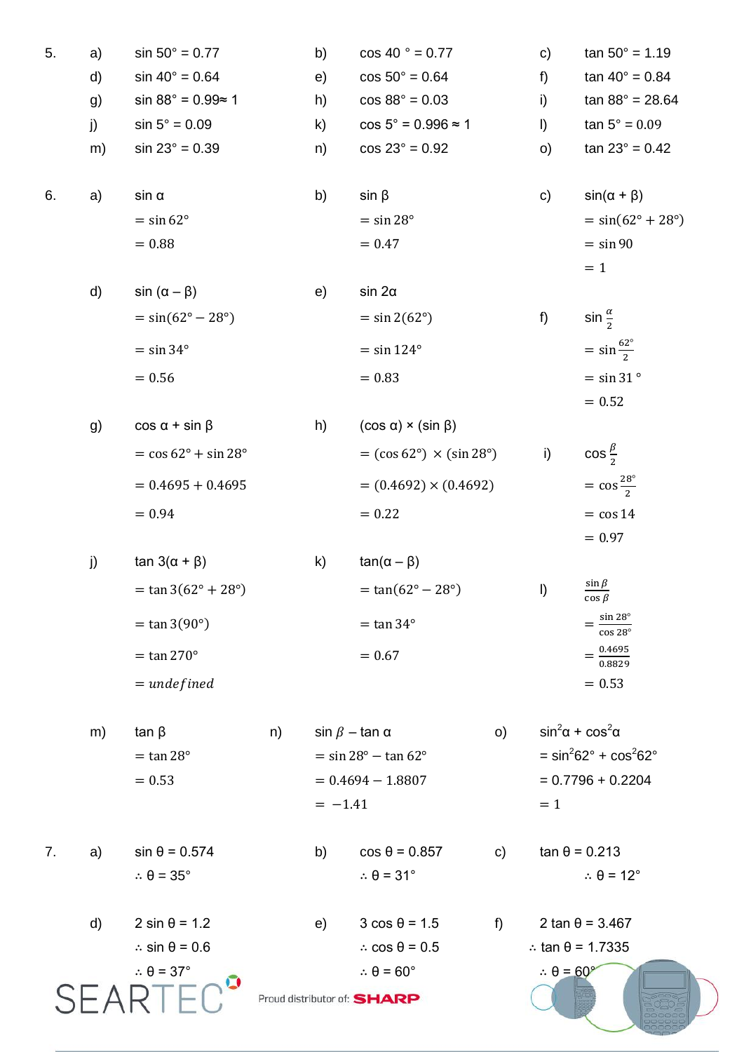5.

a) $\sin 50° = 0.77$

b) $\cos 40° = 0.77$

c) $\tan 50° = 1.19$

d) $\sin 40° = 0.64$

e) $\cos 50° = 0.64$

f) $\tan 40° = 0.84$

g) $\sin 88° = 0.99 \approx 1$

h) $\cos 88° = 0.03$

i) $\tan 88° = 28.64$

j) $\sin 5° = 0.09$

k) $\cos 5° = 0.996 \approx 1$

l) $\tan 5° = 0.09$

m) $\sin 23° = 0.39$

n) $\cos 23° = 0.92$

o) $\tan 23° = 0.42$

6.

a) $\sin \alpha$
$= \sin 62°$
$= 0.88$

b) $\sin \beta$
$= \sin 28°$
$= 0.47$

c) $\sin(\alpha + \beta)$
$= \sin(62° + 28°)$
$= \sin 90$
$= 1$

d) $\sin(\alpha - \beta)$
$= \sin(62° - 28°)$
$= \sin 34°$
$= 0.56$

e) $\sin 2\alpha$
$= \sin 2(62°)$
$= \sin 124°$
$= 0.83$

f) $\sin \frac{\alpha}{2}$
$= \sin \frac{62°}{2}$
$= \sin 31°$
$= 0.52$

g) $\cos \alpha + \sin \beta$
$= \cos 62° + \sin 28°$
$= 0.4695 + 0.4695$
$= 0.94$

h) $(\cos \alpha) \times (\sin \beta)$
$= (\cos 62°) \times (\sin 28°)$
$= (0.4692) \times (0.4692)$
$= 0.22$

i) $\cos \frac{\beta}{2}$
$= \cos \frac{28°}{2}$
$= \cos 14$
$= 0.97$

j) $\tan 3(\alpha + \beta)$
$= \tan 3(62° + 28°)$
$= \tan 3(90°)$
$= \tan 270°$
$= undefined$

k) $\tan(\alpha - \beta)$
$= \tan(62° - 28°)$
$= \tan 34°$
$= 0.67$

l) $\frac{\sin \beta}{\cos \beta}$
$= \frac{\sin 28°}{\cos 28°}$
$= \frac{0.4695}{0.8829}$
$= 0.53$

m) $\tan \beta$
$= \tan 28°$
$= 0.53$

n) $\sin \beta - \tan \alpha$
$= \sin 28° - \tan 62°$
$= 0.4694 - 1.8807$
$= -1.41$

o) $\sin^2\alpha + \cos^2\alpha$
$= \sin^2 62° + \cos^2 62°$
$= 0.7796 + 0.2204$
$= 1$

7.

a) $\sin \theta = 0.574$
$\therefore \theta = 35°$

b) $\cos \theta = 0.857$
$\therefore \theta = 31°$

c) $\tan \theta = 0.213$
$\therefore \theta = 12°$

d) $2 \sin \theta = 1.2$
$\therefore \sin \theta = 0.6$
$\therefore \theta = 37°$

e) $3 \cos \theta = 1.5$
$\therefore \cos \theta = 0.5$
$\therefore \theta = 60°$

f) $2 \tan \theta = 3.467$
$\therefore \tan \theta = 1.7335$
$\therefore \theta = 60°$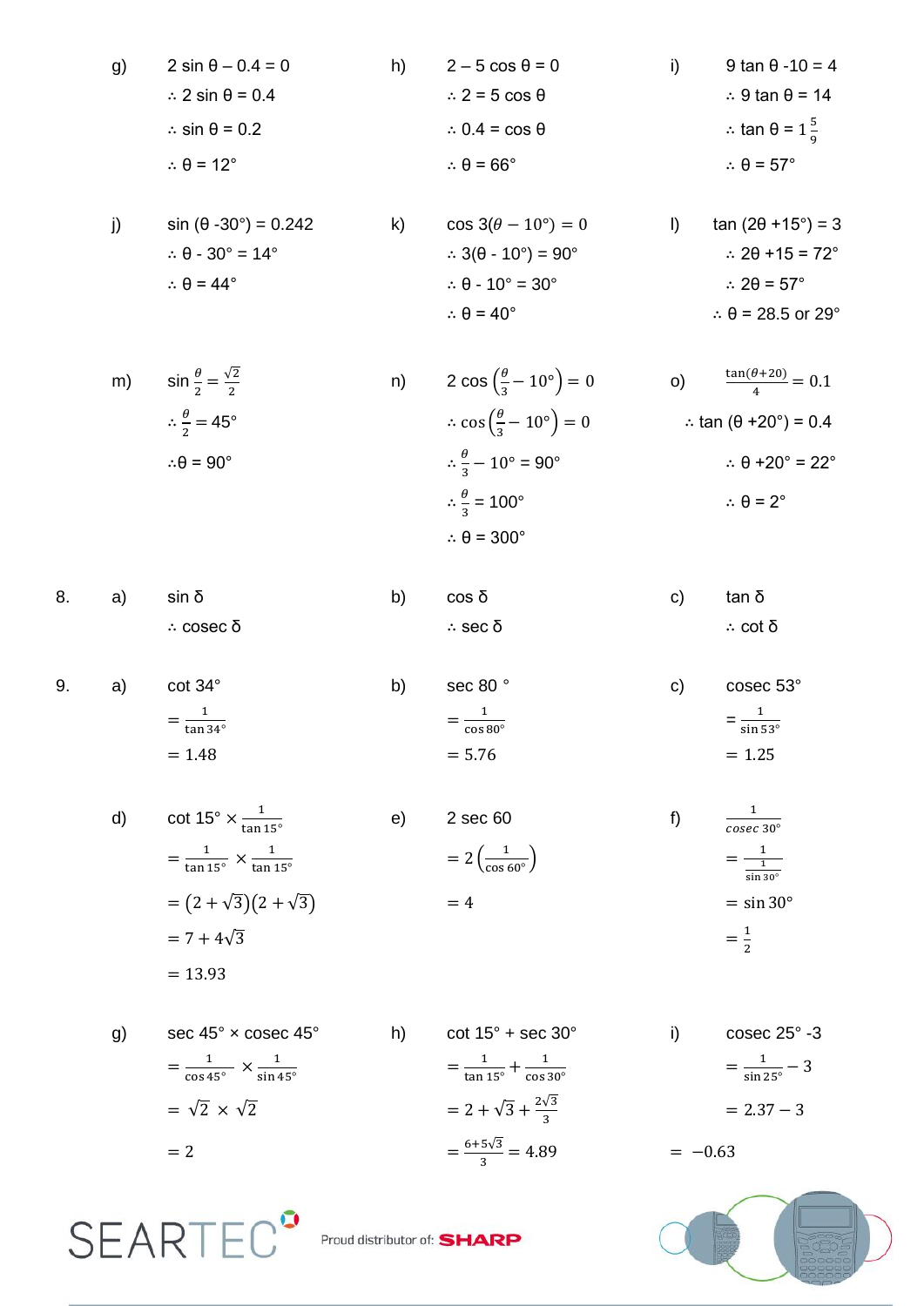g) $2 \sin \theta - 0.4 = 0$

$\therefore 2 \sin \theta = 0.4$

$\therefore \sin \theta = 0.2$

$\therefore \theta = 12°$

h) $2 - 5 \cos \theta = 0$

$\therefore 2 = 5 \cos \theta$

$\therefore 0.4 = \cos \theta$

$\therefore \theta = 66°$

i) $9 \tan \theta - 10 = 4$

$\therefore 9 \tan \theta = 14$

$\therefore \tan \theta = 1\frac{5}{9}$

$\therefore \theta = 57°$

j) $\sin(\theta - 30°) = 0.242$

$\therefore \theta - 30° = 14°$

$\therefore \theta = 44°$

k) $\cos 3(\theta - 10°) = 0$

$\therefore 3(\theta - 10°) = 90°$

$\therefore \theta - 10° = 30°$

$\therefore \theta = 40°$

l) $\tan(2\theta + 15°) = 3$

$\therefore 2\theta + 15 = 72°$

$\therefore 2\theta = 57°$

$\therefore \theta = 28.5$ or $29°$

m) $\sin \frac{\theta}{2} = \frac{\sqrt{2}}{2}$

$\therefore \frac{\theta}{2} = 45°$

$\therefore \theta = 90°$

n) $2 \cos\left(\frac{\theta}{3} - 10°\right) = 0$

$\therefore \cos\left(\frac{\theta}{3} - 10°\right) = 0$

$\therefore \frac{\theta}{3} - 10° = 90°$

$\therefore \frac{\theta}{3} = 100°$

$\therefore \theta = 300°$

o) $\frac{\tan(\theta + 20)}{4} = 0.1$

$\therefore \tan(\theta + 20°) = 0.4$

$\therefore \theta + 20° = 22°$

$\therefore \theta = 2°$

8\. a) $\sin \delta$

$\therefore \text{cosec } \delta$

b) $\cos \delta$

$\therefore \sec \delta$

c) $\tan \delta$

$\therefore \cot \delta$

9\. a) $\cot 34°$

$= \frac{1}{\tan 34°}$

$= 1.48$

b) $\sec 80°$

$= \frac{1}{\cos 80°}$

$= 5.76$

c) $\text{cosec } 53°$

$= \frac{1}{\sin 53°}$

$= 1.25$

d) $\cot 15° \times \frac{1}{\tan 15°}$

$= \frac{1}{\tan 15°} \times \frac{1}{\tan 15°}$

$= (2 + \sqrt{3})(2 + \sqrt{3})$

$= 7 + 4\sqrt{3}$

$= 13.93$

e) $2 \sec 60$

$= 2\left(\frac{1}{\cos 60°}\right)$

$= 4$

f) $\frac{1}{\text{cosec } 30°}$

$= \frac{1}{\frac{1}{\sin 30°}}$

$= \sin 30°$

$= \frac{1}{2}$

g) $\sec 45° \times \text{cosec } 45°$

$= \frac{1}{\cos 45°} \times \frac{1}{\sin 45°}$

$= \sqrt{2} \times \sqrt{2}$

$= 2$

h) $\cot 15° + \sec 30°$

$= \frac{1}{\tan 15°} + \frac{1}{\cos 30°}$

$= 2 + \sqrt{3} + \frac{2\sqrt{3}}{3}$

$= \frac{6 + 5\sqrt{3}}{3} = 4.89$

i) $\text{cosec } 25° - 3$

$= \frac{1}{\sin 25°} - 3$

$= 2.37 - 3$

$= -0.63$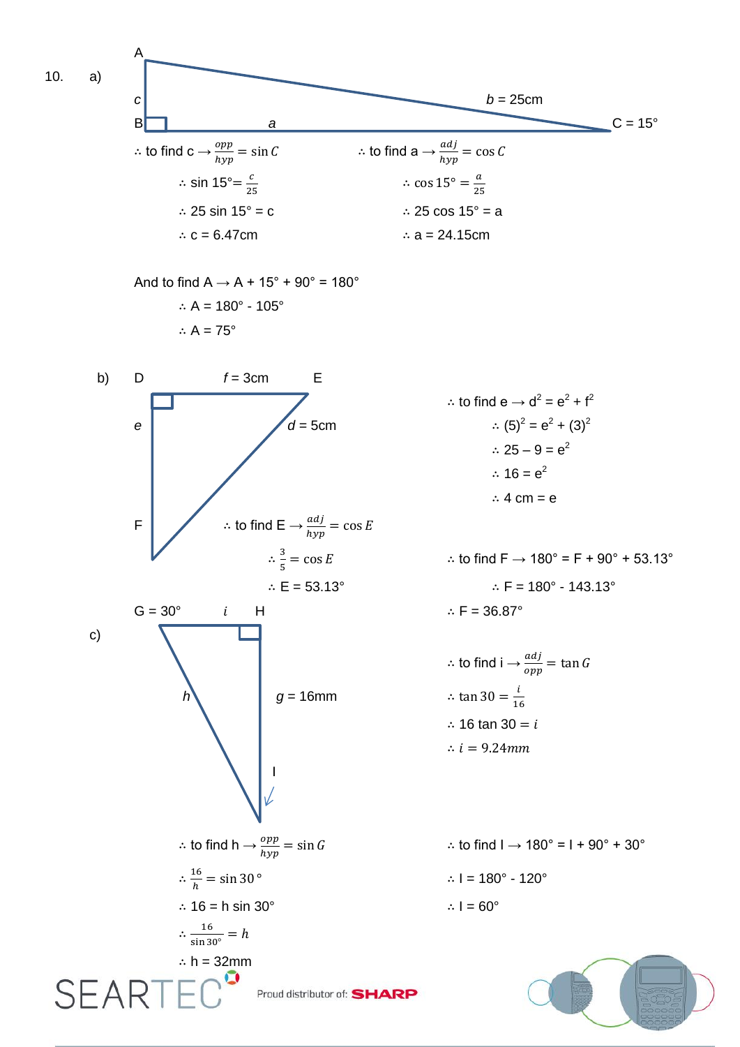10. a)

A, $c$, B, $a$, $b = 25$cm, C = 15°

$\therefore$ to find c $\rightarrow \frac{opp}{hyp} = \sin C$

$\therefore \sin 15° = \frac{c}{25}$

$\therefore$ 25 sin 15° = c

$\therefore$ c = 6.47cm

$\therefore$ to find a $\rightarrow \frac{adj}{hyp} = \cos C$

$\therefore \cos 15° = \frac{a}{25}$

$\therefore$ 25 cos 15° = a

$\therefore$ a = 24.15cm

And to find A $\rightarrow$ A + 15° + 90° = 180°

$\therefore$ A = 180° - 105°

$\therefore$ A = 75°

b)

D, $f = 3$cm, E, $e$, $d = 5$cm, F

$\therefore$ to find e $\rightarrow d^2 = e^2 + f^2$

$\therefore (5)^2 = e^2 + (3)^2$

$\therefore 25 - 9 = e^2$

$\therefore 16 = e^2$

$\therefore$ 4 cm = e

$\therefore$ to find E $\rightarrow \frac{adj}{hyp} = \cos E$

$\therefore \frac{3}{5} = \cos E$

$\therefore$ E = 53.13°

$\therefore$ to find F $\rightarrow$ 180° = F + 90° + 53.13°

$\therefore$ F = 180° - 143.13°

$\therefore$ F = 36.87°

c)

G = 30°, $i$, H, $h$, $g = 16$mm, I

$\therefore$ to find i $\rightarrow \frac{adj}{opp} = \tan G$

$\therefore \tan 30 = \frac{i}{16}$

$\therefore 16 \tan 30 = i$

$\therefore i = 9.24mm$

$\therefore$ to find h $\rightarrow \frac{opp}{hyp} = \sin G$

$\therefore \frac{16}{h} = \sin 30°$

$\therefore$ 16 = h sin 30°

$\therefore \frac{16}{\sin 30°} = h$

$\therefore$ h = 32mm

$\therefore$ to find I $\rightarrow$ 180° = I + 90° + 30°

$\therefore$ I = 180° - 120°

$\therefore$ I = 60°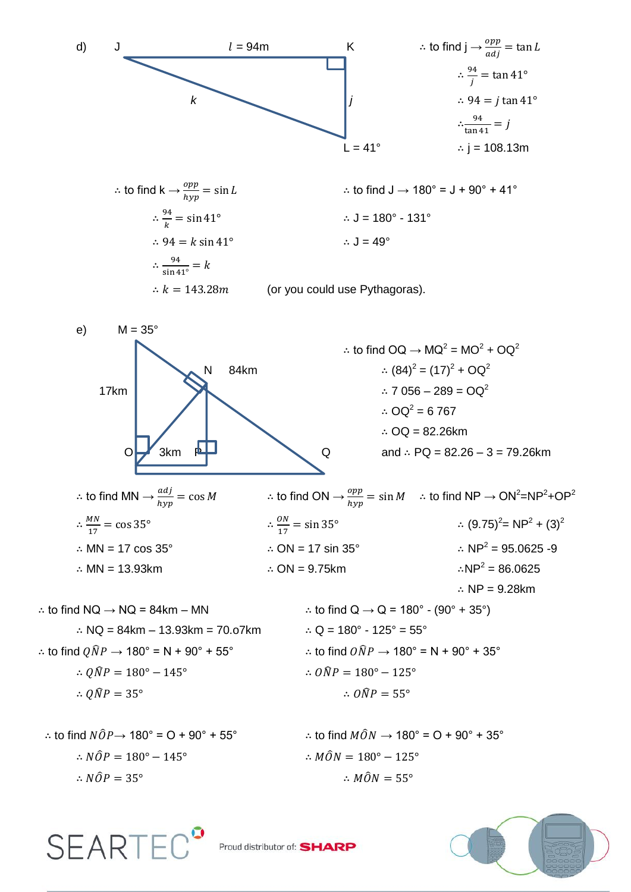d) J $l$ = 94m K

$k$ $j$

L = 41°

$\therefore$ to find j $\rightarrow \frac{opp}{adj} = \tan L$

$\therefore \frac{94}{j} = \tan 41°$

$\therefore 94 = j \tan 41°$

$\therefore \frac{94}{\tan 41} = j$

$\therefore$ j = 108.13m

$\therefore$ to find k $\rightarrow \frac{opp}{hyp} = \sin L$

$\therefore \frac{94}{k} = \sin 41°$

$\therefore 94 = k \sin 41°$

$\therefore \frac{94}{\sin 41°} = k$

$\therefore k = 143.28m$ (or you could use Pythagoras).

$\therefore$ to find J $\rightarrow$ 180° = J + 90° + 41°

$\therefore$ J = 180° - 131°

$\therefore$ J = 49°

e) M = 35°

N 84km

17km

O 3km P Q

$\therefore$ to find OQ $\rightarrow$ $MQ^2 = MO^2 + OQ^2$

$\therefore (84)^2 = (17)^2 + OQ^2$

$\therefore 7\ 056 - 289 = OQ^2$

$\therefore OQ^2 = 6\ 767$

$\therefore$ OQ = 82.26km

and $\therefore$ PQ = 82.26 – 3 = 79.26km

$\therefore$ to find MN $\rightarrow \frac{adj}{hyp} = \cos M$

$\therefore \frac{MN}{17} = \cos 35°$

$\therefore$ MN = 17 cos 35°

$\therefore$ MN = 13.93km

$\therefore$ to find ON $\rightarrow \frac{opp}{hyp} = \sin M$

$\therefore \frac{ON}{17} = \sin 35°$

$\therefore$ ON = 17 sin 35°

$\therefore$ ON = 9.75km

$\therefore$ to find NP $\rightarrow$ $ON^2=NP^2+OP^2$

$\therefore (9.75)^2 = NP^2 + (3)^2$

$\therefore NP^2 = 95.0625 - 9$

$\therefore NP^2 = 86.0625$

$\therefore$ NP = 9.28km

$\therefore$ to find NQ $\rightarrow$ NQ = 84km – MN

$\therefore$ NQ = 84km – 13.93km = 70.o7km

$\therefore$ to find Q $\rightarrow$ Q = 180° - (90° + 35°)

$\therefore$ Q = 180° - 125° = 55°

$\therefore$ to find $Q\hat{N}P$ $\rightarrow$ 180° = N + 90° + 55°

$\therefore Q\hat{N}P = 180° - 145°$

$\therefore Q\hat{N}P = 35°$

$\therefore$ to find $O\hat{N}P$ $\rightarrow$ 180° = N + 90° + 35°

$\therefore O\hat{N}P = 180° - 125°$

$\therefore O\hat{N}P = 55°$

$\therefore$ to find $N\hat{O}P$ $\rightarrow$ 180° = O + 90° + 55°

$\therefore N\hat{O}P = 180° - 145°$

$\therefore N\hat{O}P = 35°$

$\therefore$ to find $M\hat{O}N$ $\rightarrow$ 180° = O + 90° + 35°

$\therefore M\hat{O}N = 180° - 125°$

$\therefore M\hat{O}N = 55°$

SEARTEC Proud distributor of: SHARP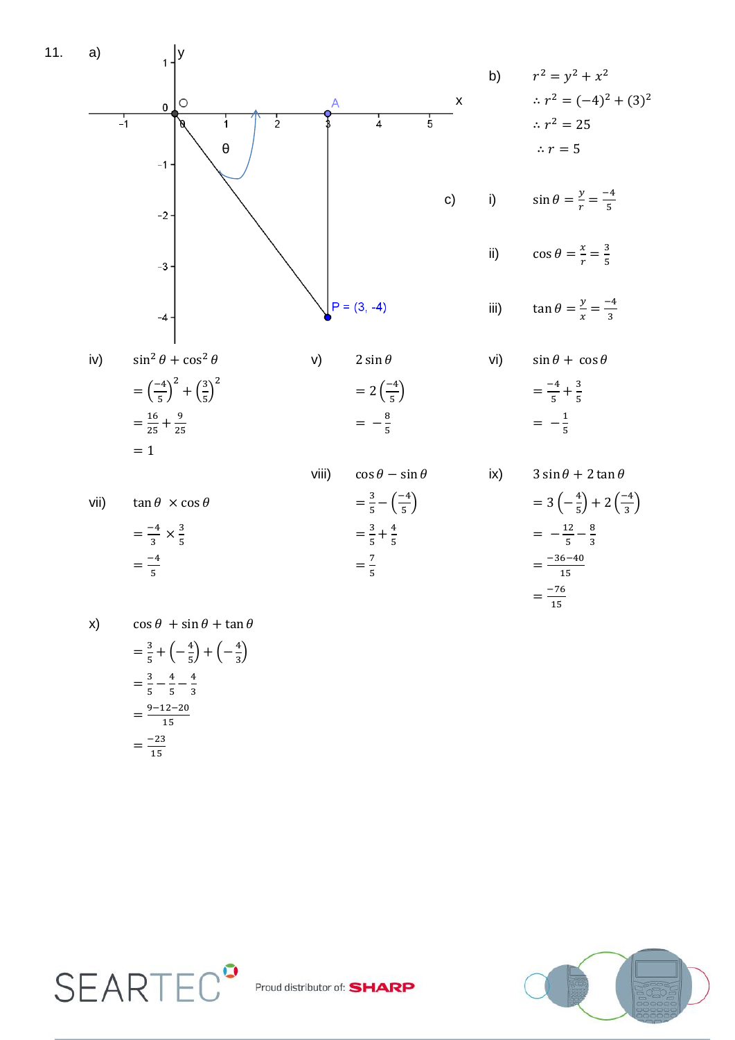11. a)

(Graph: y-axis and x-axis with points O at (0,0), A at (3, 0), P = (3, -4); angle θ marked at origin.)

b)

$r^2 = y^2 + x^2$

$\therefore r^2 = (-4)^2 + (3)^2$

$\therefore r^2 = 25$

$\therefore r = 5$

c)

i) $\sin\theta = \frac{y}{r} = \frac{-4}{5}$

ii) $\cos\theta = \frac{x}{r} = \frac{3}{5}$

iii) $\tan\theta = \frac{y}{x} = \frac{-4}{3}$

iv) $\sin^2\theta + \cos^2\theta$

$= \left(\frac{-4}{5}\right)^2 + \left(\frac{3}{5}\right)^2$

$= \frac{16}{25} + \frac{9}{25}$

$= 1$

v) $2\sin\theta$

$= 2\left(\frac{-4}{5}\right)$

$= -\frac{8}{5}$

vi) $\sin\theta + \cos\theta$

$= \frac{-4}{5} + \frac{3}{5}$

$= -\frac{1}{5}$

vii) $\tan\theta \times \cos\theta$

$= \frac{-4}{3} \times \frac{3}{5}$

$= \frac{-4}{5}$

viii) $\cos\theta - \sin\theta$

$= \frac{3}{5} - \left(\frac{-4}{5}\right)$

$= \frac{3}{5} + \frac{4}{5}$

$= \frac{7}{5}$

ix) $3\sin\theta + 2\tan\theta$

$= 3\left(-\frac{4}{5}\right) + 2\left(\frac{-4}{3}\right)$

$= -\frac{12}{5} - \frac{8}{3}$

$= \frac{-36-40}{15}$

$= \frac{-76}{15}$

x) $\cos\theta + \sin\theta + \tan\theta$

$= \frac{3}{5} + \left(-\frac{4}{5}\right) + \left(-\frac{4}{3}\right)$

$= \frac{3}{5} - \frac{4}{5} - \frac{4}{3}$

$= \frac{9-12-20}{15}$

$= \frac{-23}{15}$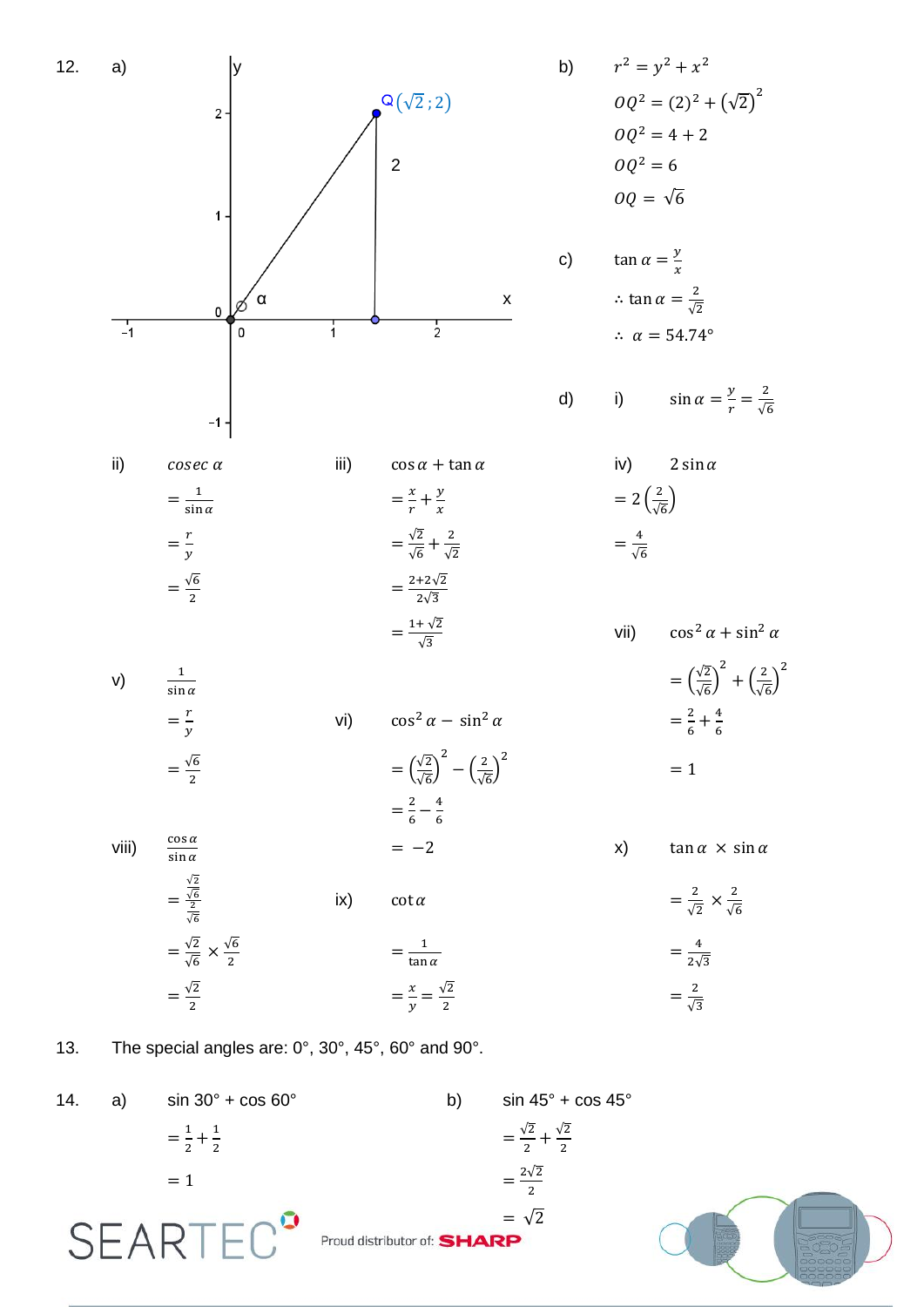12\.

a)

b)

$$r^2 = y^2 + x^2$$

$$OQ^2 = (2)^2 + \left(\sqrt{2}\right)^2$$

$$OQ^2 = 4 + 2$$

$$OQ^2 = 6$$

$$OQ = \sqrt{6}$$

c)

$$\tan\alpha = \frac{y}{x}$$

$$\therefore \tan\alpha = \frac{2}{\sqrt{2}}$$

$$\therefore \alpha = 54.74°$$

d)

i) $\sin\alpha = \frac{y}{r} = \frac{2}{\sqrt{6}}$

ii) $cosec\ \alpha$

$$= \frac{1}{\sin\alpha}$$

$$= \frac{r}{y}$$

$$= \frac{\sqrt{6}}{2}$$

iii) $\cos\alpha + \tan\alpha$

$$= \frac{x}{r} + \frac{y}{x}$$

$$= \frac{\sqrt{2}}{\sqrt{6}} + \frac{2}{\sqrt{2}}$$

$$= \frac{2+2\sqrt{2}}{2\sqrt{3}}$$

$$= \frac{1+\sqrt{2}}{\sqrt{3}}$$

iv) $2\sin\alpha$

$$= 2\left(\frac{2}{\sqrt{6}}\right)$$

$$= \frac{4}{\sqrt{6}}$$

v) $\frac{1}{\sin\alpha}$

$$= \frac{r}{y}$$

$$= \frac{\sqrt{6}}{2}$$

vi) $\cos^2\alpha - \sin^2\alpha$

$$= \left(\frac{\sqrt{2}}{\sqrt{6}}\right)^2 - \left(\frac{2}{\sqrt{6}}\right)^2$$

$$= \frac{2}{6} - \frac{4}{6}$$

$$= -2$$

vii) $\cos^2\alpha + \sin^2\alpha$

$$= \left(\frac{\sqrt{2}}{\sqrt{6}}\right)^2 + \left(\frac{2}{\sqrt{6}}\right)^2$$

$$= \frac{2}{6} + \frac{4}{6}$$

$$= 1$$

viii) $\frac{\cos\alpha}{\sin\alpha}$

$$= \frac{\frac{\sqrt{2}}{\sqrt{6}}}{\frac{2}{\sqrt{6}}}$$

$$= \frac{\sqrt{2}}{\sqrt{6}} \times \frac{\sqrt{6}}{2}$$

$$= \frac{\sqrt{2}}{2}$$

ix) $\cot\alpha$

$$= \frac{1}{\tan\alpha}$$

$$= \frac{x}{y} = \frac{\sqrt{2}}{2}$$

x) $\tan\alpha \times \sin\alpha$

$$= \frac{2}{\sqrt{2}} \times \frac{2}{\sqrt{6}}$$

$$= \frac{4}{2\sqrt{3}}$$

$$= \frac{2}{\sqrt{3}}$$

13\. The special angles are: 0°, 30°, 45°, 60° and 90°.

14\.

a) sin 30° + cos 60°

$$= \frac{1}{2} + \frac{1}{2}$$

$$= 1$$

b) sin 45° + cos 45°

$$= \frac{\sqrt{2}}{2} + \frac{\sqrt{2}}{2}$$

$$= \frac{2\sqrt{2}}{2}$$

$$= \sqrt{2}$$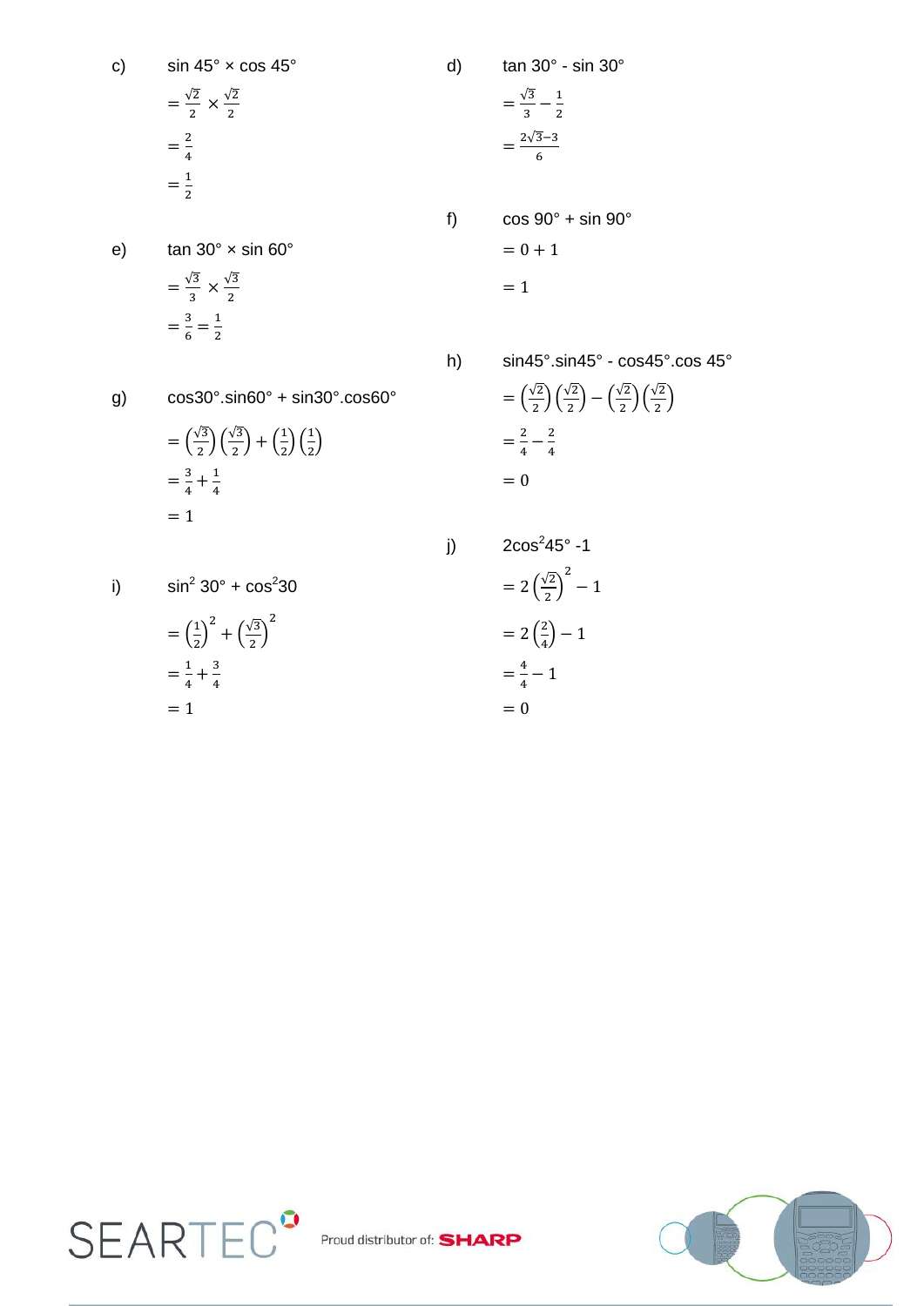c) sin 45° × cos 45°

$= \frac{\sqrt{2}}{2} \times \frac{\sqrt{2}}{2}$

$= \frac{2}{4}$

$= \frac{1}{2}$

d) tan 30° - sin 30°

$= \frac{\sqrt{3}}{3} - \frac{1}{2}$

$= \frac{2\sqrt{3}-3}{6}$

e) tan 30° × sin 60°

$= \frac{\sqrt{3}}{3} \times \frac{\sqrt{3}}{2}$

$= \frac{3}{6} = \frac{1}{2}$

f) cos 90° + sin 90°

$= 0 + 1$

$= 1$

g) cos30°.sin60° + sin30°.cos60°

$= \left(\frac{\sqrt{3}}{2}\right)\left(\frac{\sqrt{3}}{2}\right) + \left(\frac{1}{2}\right)\left(\frac{1}{2}\right)$

$= \frac{3}{4} + \frac{1}{4}$

$= 1$

h) sin45°.sin45° - cos45°.cos 45°

$= \left(\frac{\sqrt{2}}{2}\right)\left(\frac{\sqrt{2}}{2}\right) - \left(\frac{\sqrt{2}}{2}\right)\left(\frac{\sqrt{2}}{2}\right)$

$= \frac{2}{4} - \frac{2}{4}$

$= 0$

i) $\sin^2 30° + \cos^2 30$

$= \left(\frac{1}{2}\right)^2 + \left(\frac{\sqrt{3}}{2}\right)^2$

$= \frac{1}{4} + \frac{3}{4}$

$= 1$

j) $2\cos^2 45° - 1$

$= 2\left(\frac{\sqrt{2}}{2}\right)^2 - 1$

$= 2\left(\frac{2}{4}\right) - 1$

$= \frac{4}{4} - 1$

$= 0$

SEARTEC Proud distributor of: SHARP